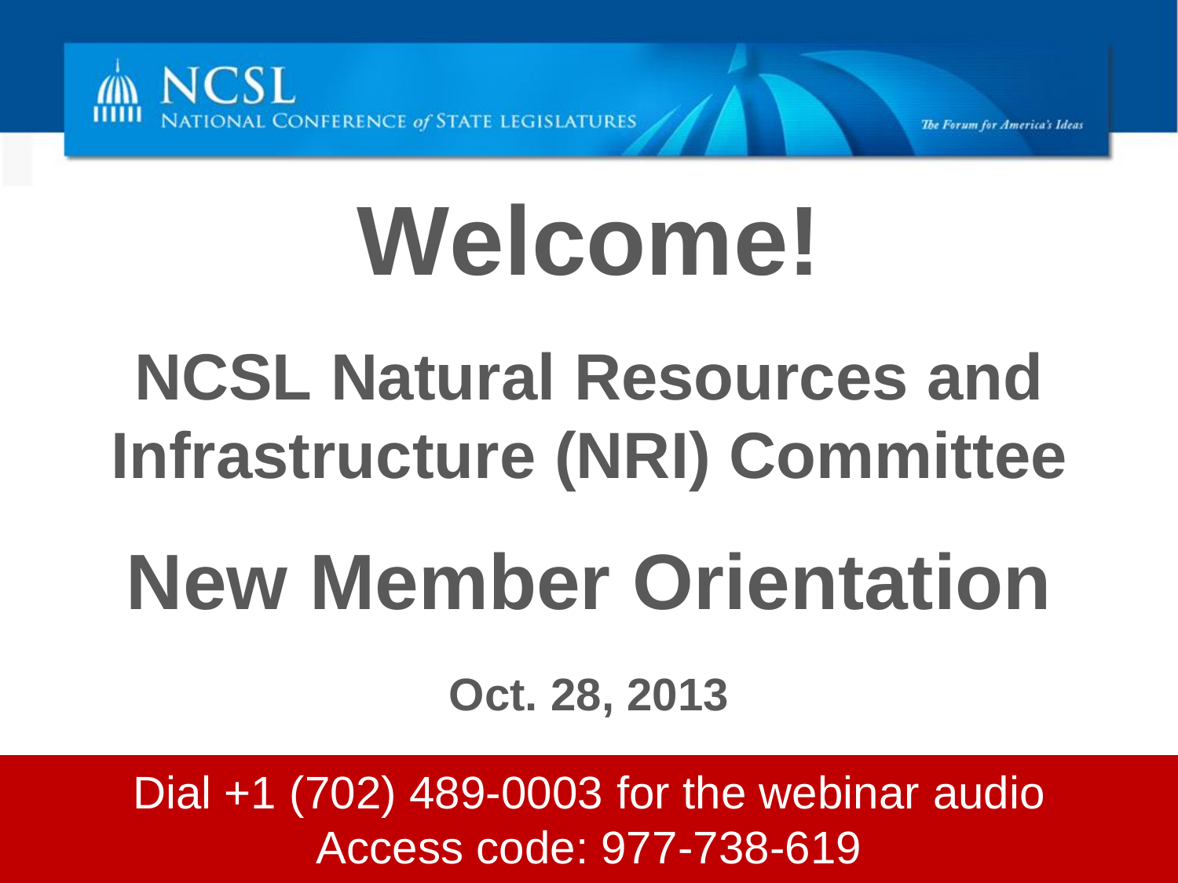NCSL
NATIONAL CONFERENCE *of* STATE LEGISLATURES

*The Forum for America's Ideas*

# Welcome!

## NCSL Natural Resources and Infrastructure (NRI) Committee

# New Member Orientation

**Oct. 28, 2013**

Dial +1 (702) 489-0003 for the webinar audio
Access code: 977-738-619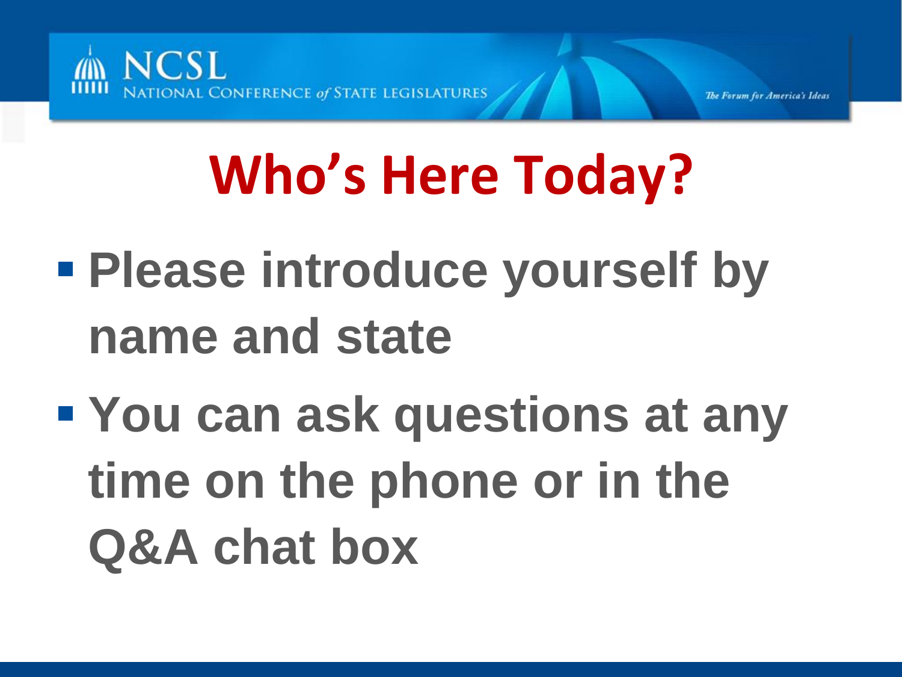# Who's Here Today?

- **Please introduce yourself by name and state**
- **You can ask questions at any time on the phone or in the Q&A chat box**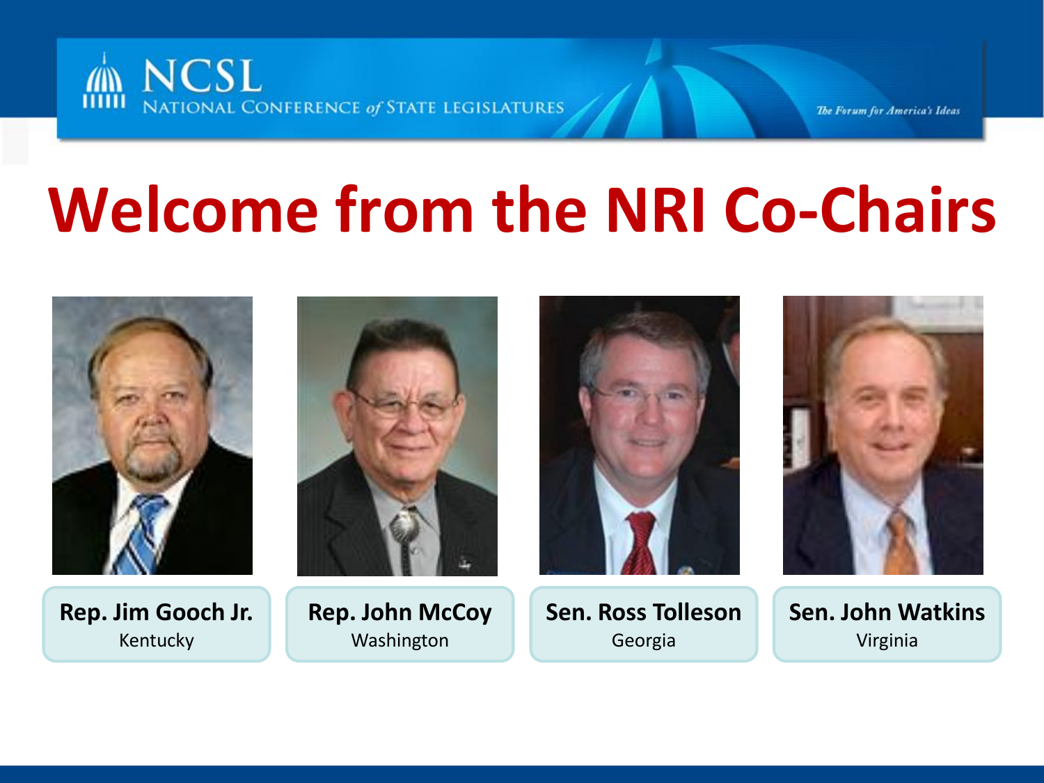# Welcome from the NRI Co-Chairs

**Rep. Jim Gooch Jr.**
Kentucky

**Rep. John McCoy**
Washington

**Sen. Ross Tolleson**
Georgia

**Sen. John Watkins**
Virginia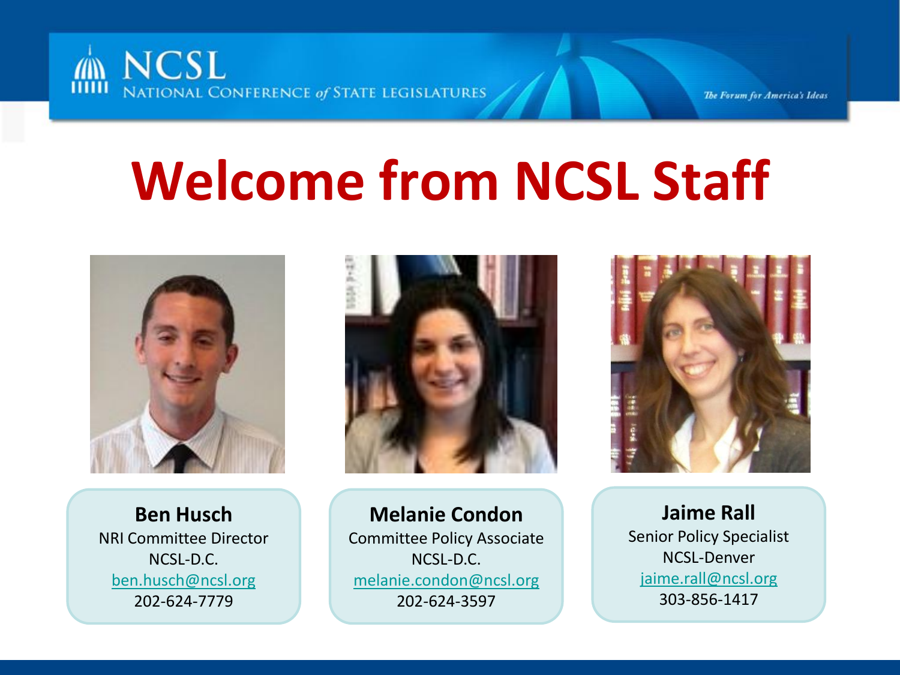# Welcome from NCSL Staff

**Ben Husch**
NRI Committee Director
NCSL-D.C.
ben.husch@ncsl.org
202-624-7779

**Melanie Condon**
Committee Policy Associate
NCSL-D.C.
melanie.condon@ncsl.org
202-624-3597

**Jaime Rall**
Senior Policy Specialist
NCSL-Denver
jaime.rall@ncsl.org
303-856-1417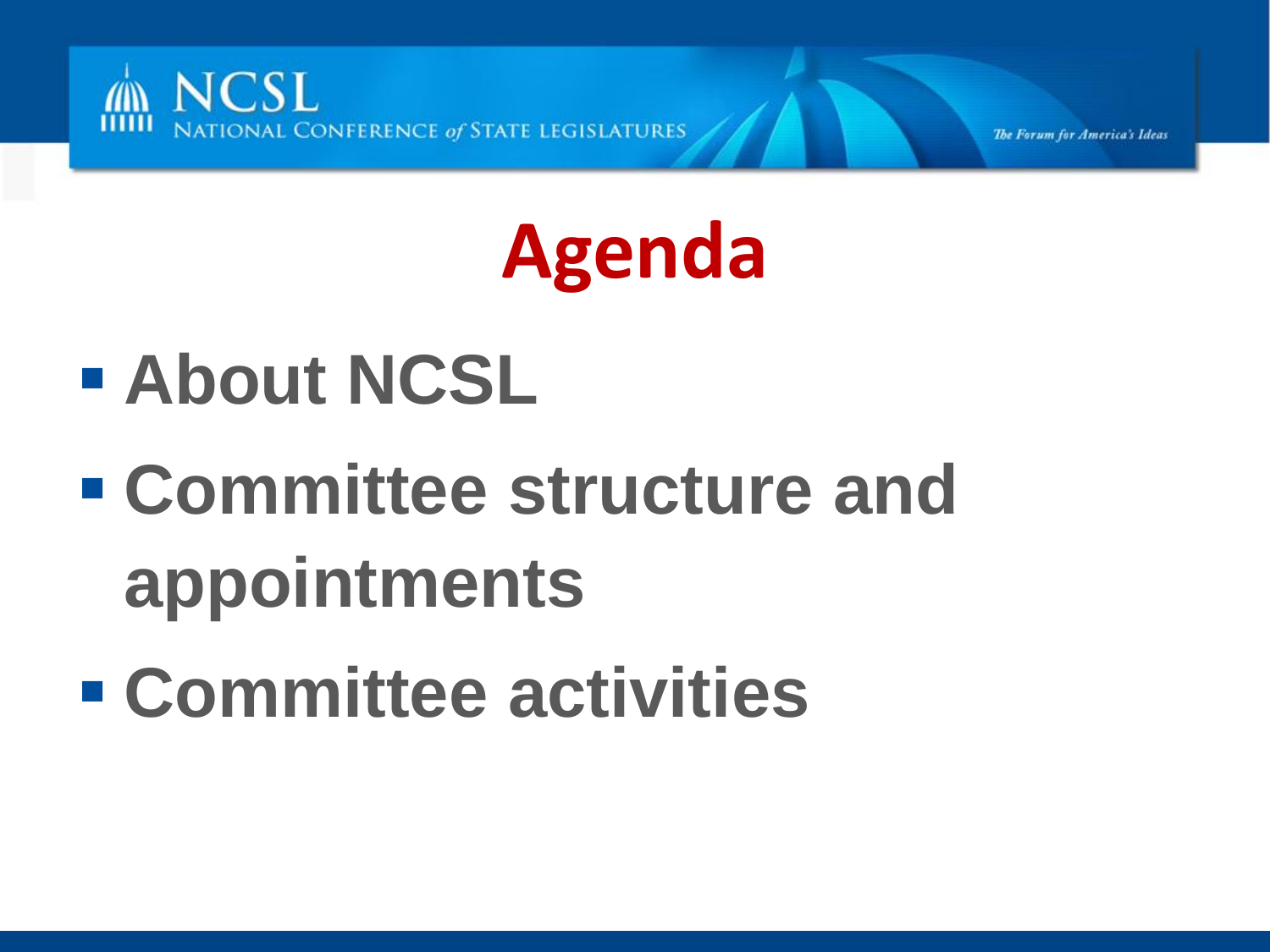# Agenda

- About NCSL
- Committee structure and appointments
- Committee activities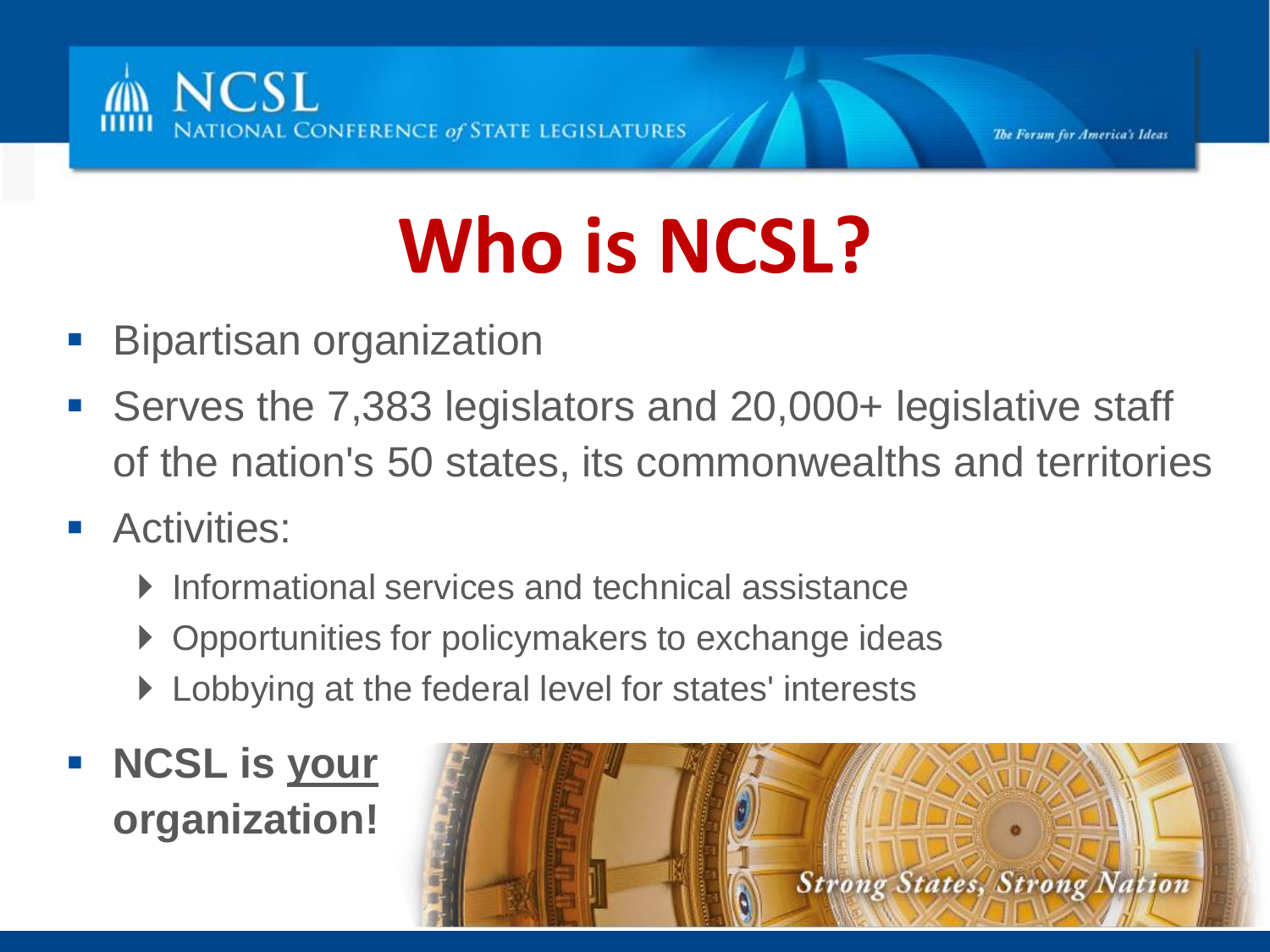# Who is NCSL?

- Bipartisan organization
- Serves the 7,383 legislators and 20,000+ legislative staff of the nation's 50 states, its commonwealths and territories
- Activities:
  - Informational services and technical assistance
  - Opportunities for policymakers to exchange ideas
  - Lobbying at the federal level for states' interests
- **NCSL is <u>your</u> organization!**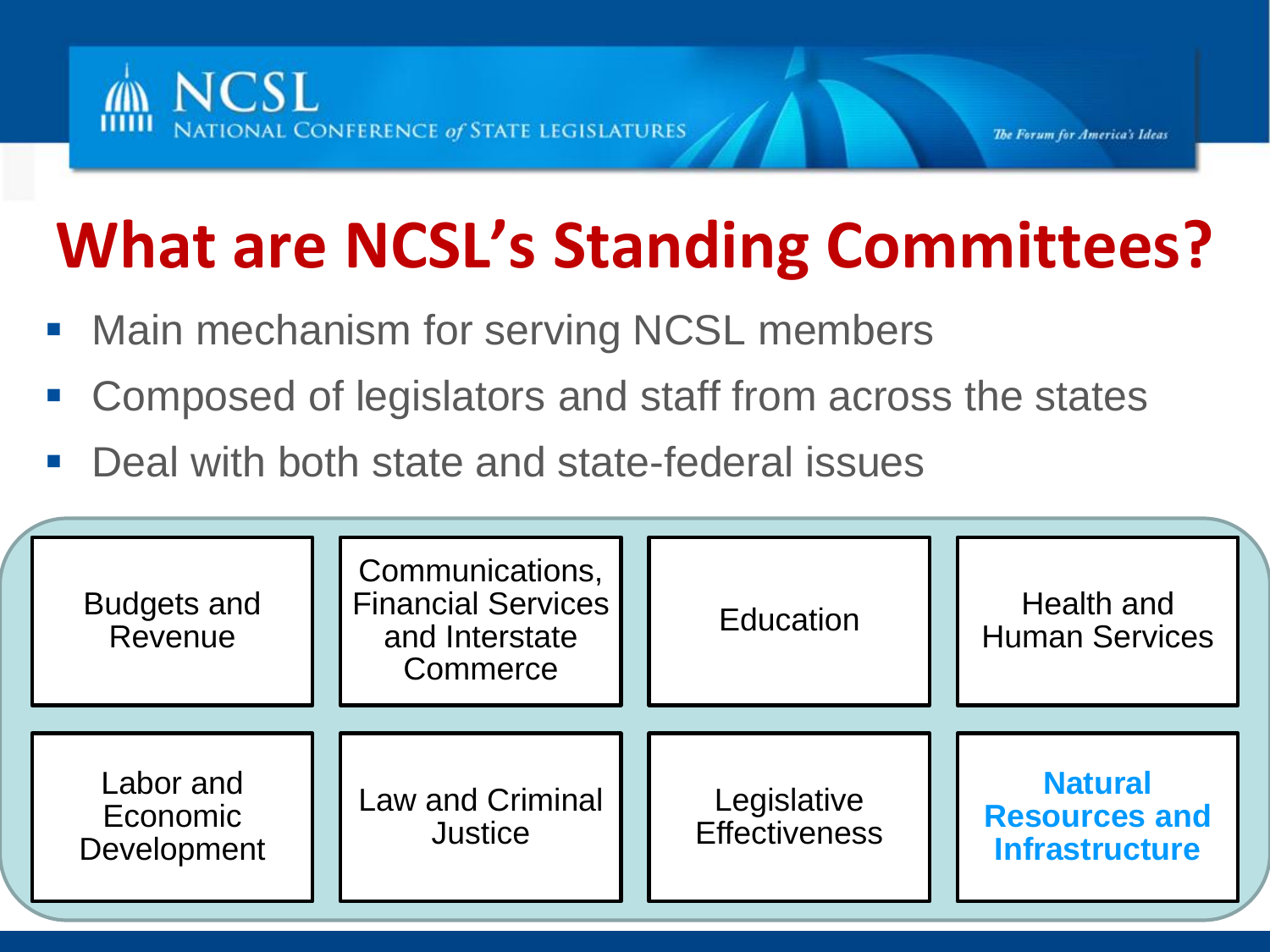# What are NCSL's Standing Committees?

- Main mechanism for serving NCSL members
- Composed of legislators and staff from across the states
- Deal with both state and state-federal issues

| Budgets and Revenue | Communications, Financial Services and Interstate Commerce | Education | Health and Human Services |
|---|---|---|---|
| Labor and Economic Development | Law and Criminal Justice | Legislative Effectiveness | **Natural Resources and Infrastructure** |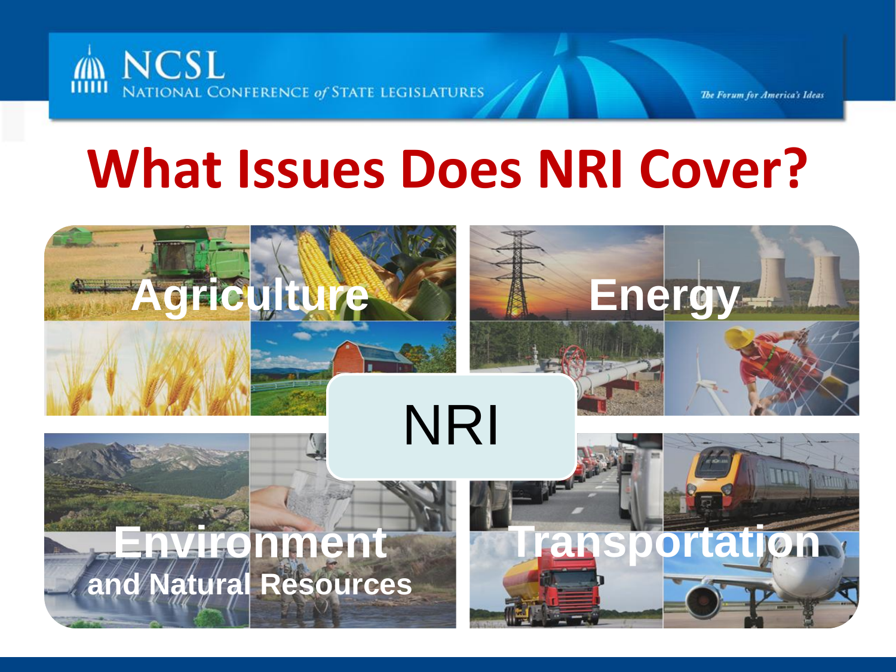# What Issues Does NRI Cover?

NRI

**Agriculture**

**Energy**

**Environment and Natural Resources**

**Transportation**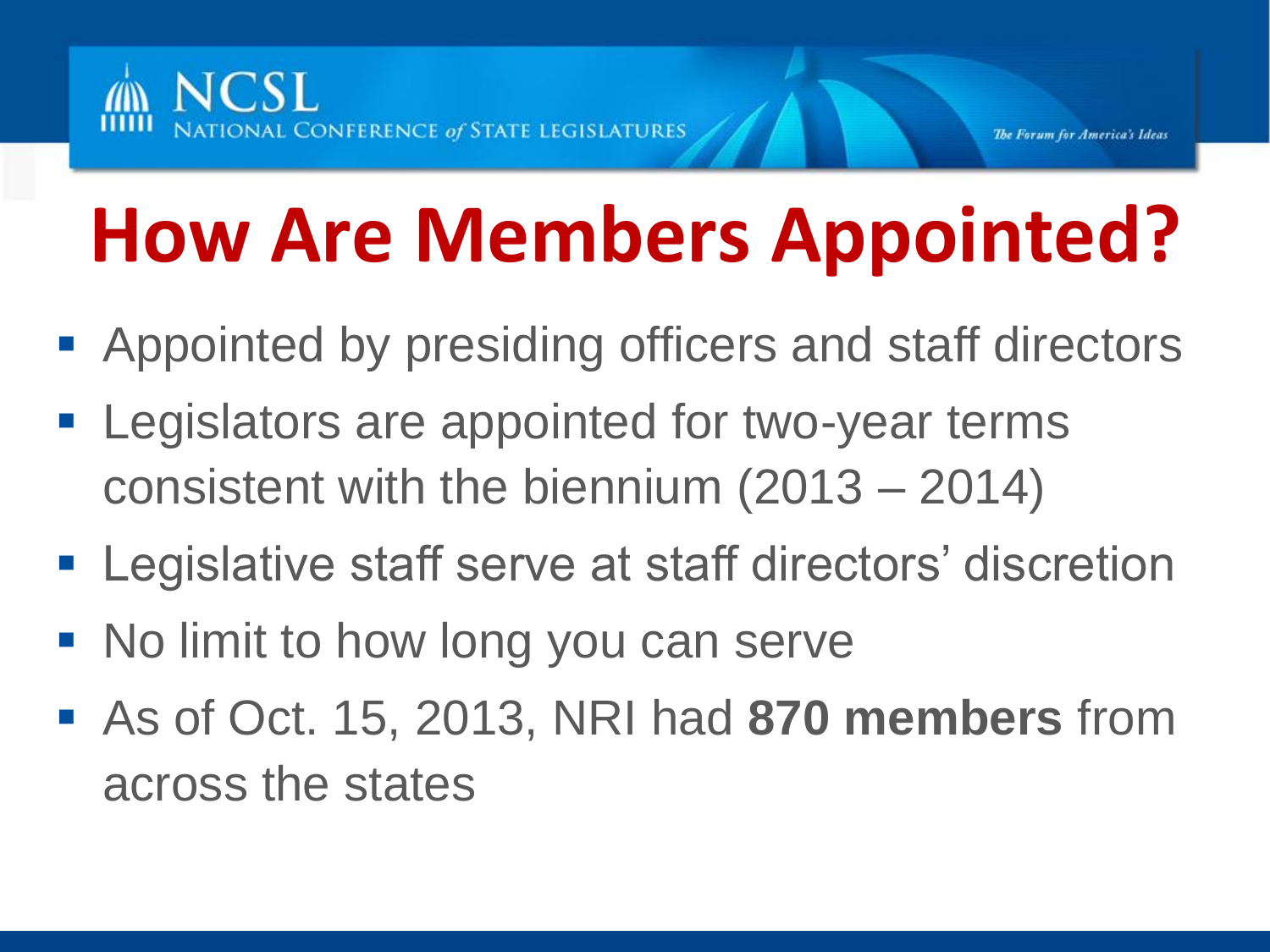# How Are Members Appointed?

- Appointed by presiding officers and staff directors
- Legislators are appointed for two-year terms consistent with the biennium (2013 – 2014)
- Legislative staff serve at staff directors' discretion
- No limit to how long you can serve
- As of Oct. 15, 2013, NRI had **870 members** from across the states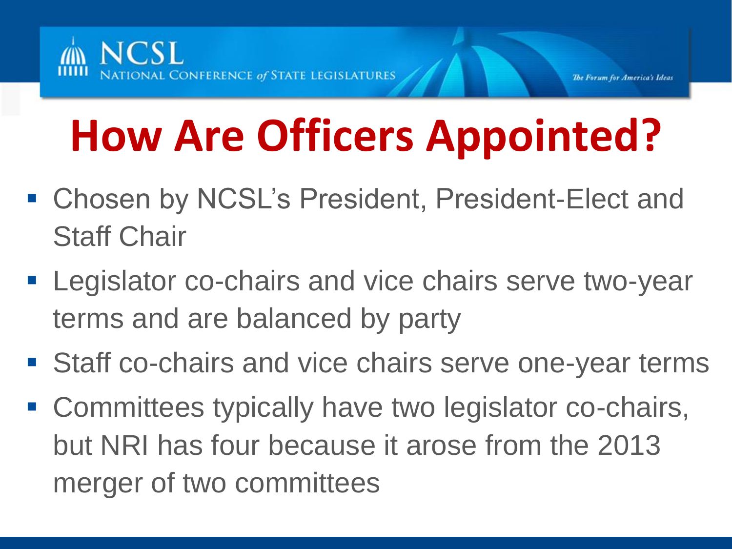# How Are Officers Appointed?

- Chosen by NCSL's President, President-Elect and Staff Chair
- Legislator co-chairs and vice chairs serve two-year terms and are balanced by party
- Staff co-chairs and vice chairs serve one-year terms
- Committees typically have two legislator co-chairs, but NRI has four because it arose from the 2013 merger of two committees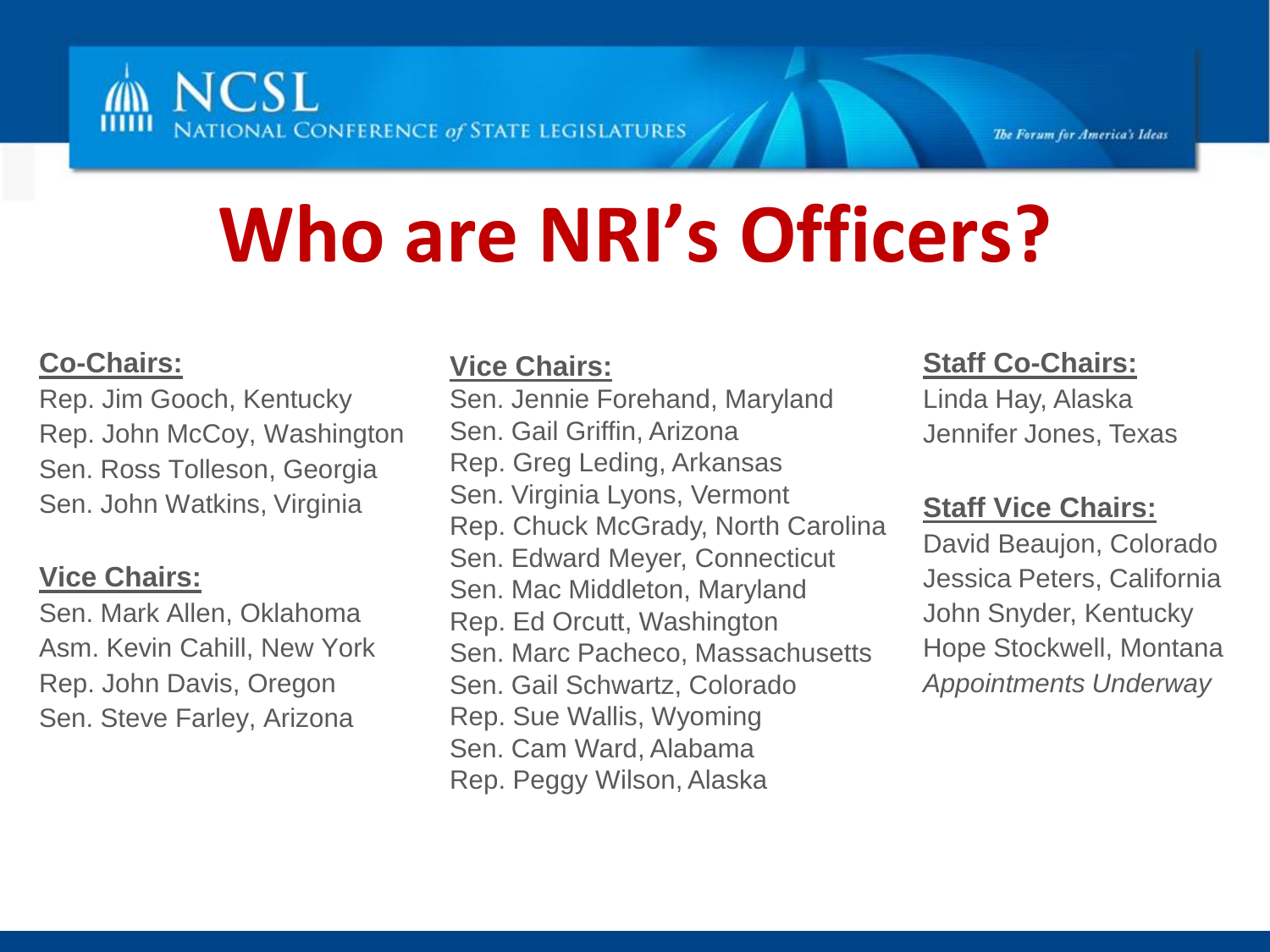# Who are NRI's Officers?

**Co-Chairs:**

Rep. Jim Gooch, Kentucky
Rep. John McCoy, Washington
Sen. Ross Tolleson, Georgia
Sen. John Watkins, Virginia

**Vice Chairs:**

Sen. Mark Allen, Oklahoma
Asm. Kevin Cahill, New York
Rep. John Davis, Oregon
Sen. Steve Farley, Arizona
Sen. Jennie Forehand, Maryland
Sen. Gail Griffin, Arizona
Rep. Greg Leding, Arkansas
Sen. Virginia Lyons, Vermont
Rep. Chuck McGrady, North Carolina
Sen. Edward Meyer, Connecticut
Sen. Mac Middleton, Maryland
Rep. Ed Orcutt, Washington
Sen. Marc Pacheco, Massachusetts
Sen. Gail Schwartz, Colorado
Rep. Sue Wallis, Wyoming
Sen. Cam Ward, Alabama
Rep. Peggy Wilson, Alaska

**Staff Co-Chairs:**

Linda Hay, Alaska
Jennifer Jones, Texas

**Staff Vice Chairs:**

David Beaujon, Colorado
Jessica Peters, California
John Snyder, Kentucky
Hope Stockwell, Montana
*Appointments Underway*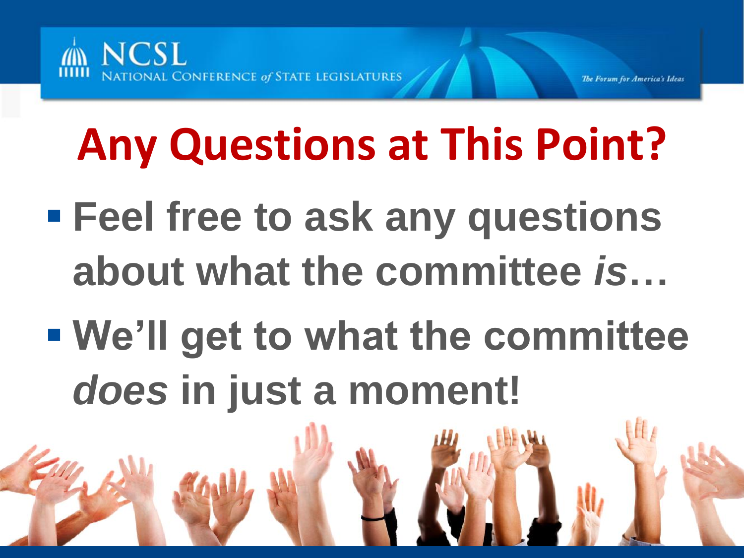# Any Questions at This Point?

- **Feel free to ask any questions about what the committee *is*…**
- **We'll get to what the committee *does* in just a moment!**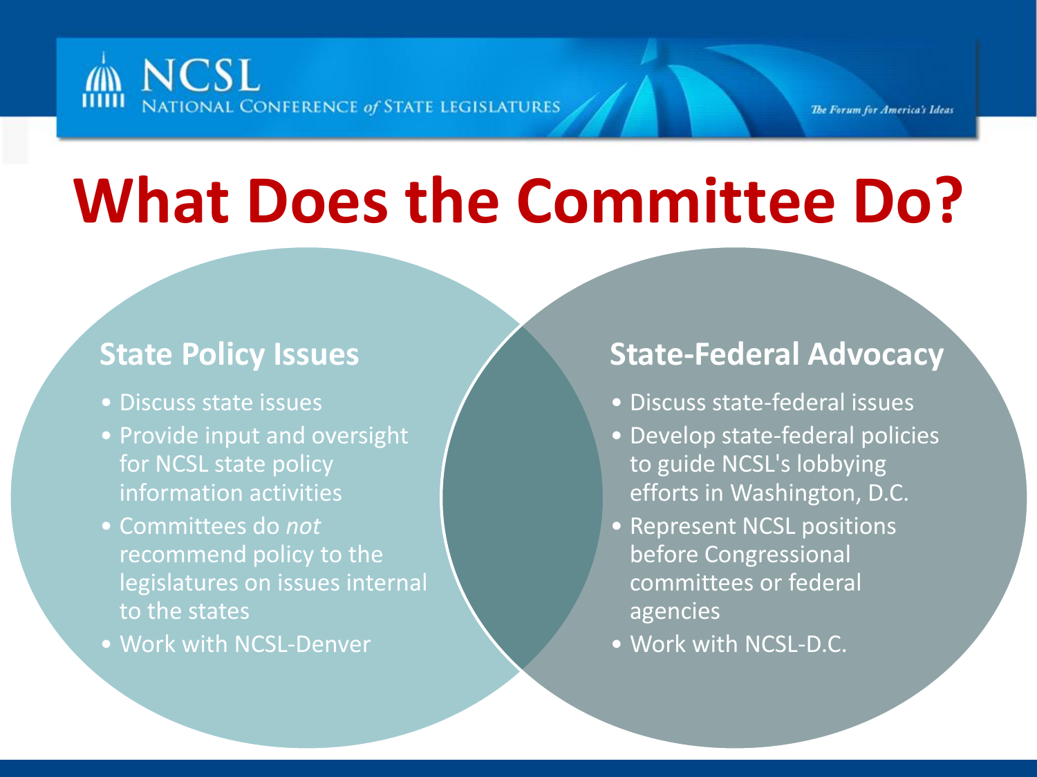# What Does the Committee Do?

## State Policy Issues

- Discuss state issues
- Provide input and oversight for NCSL state policy information activities
- Committees do *not* recommend policy to the legislatures on issues internal to the states
- Work with NCSL-Denver

## State-Federal Advocacy

- Discuss state-federal issues
- Develop state-federal policies to guide NCSL's lobbying efforts in Washington, D.C.
- Represent NCSL positions before Congressional committees or federal agencies
- Work with NCSL-D.C.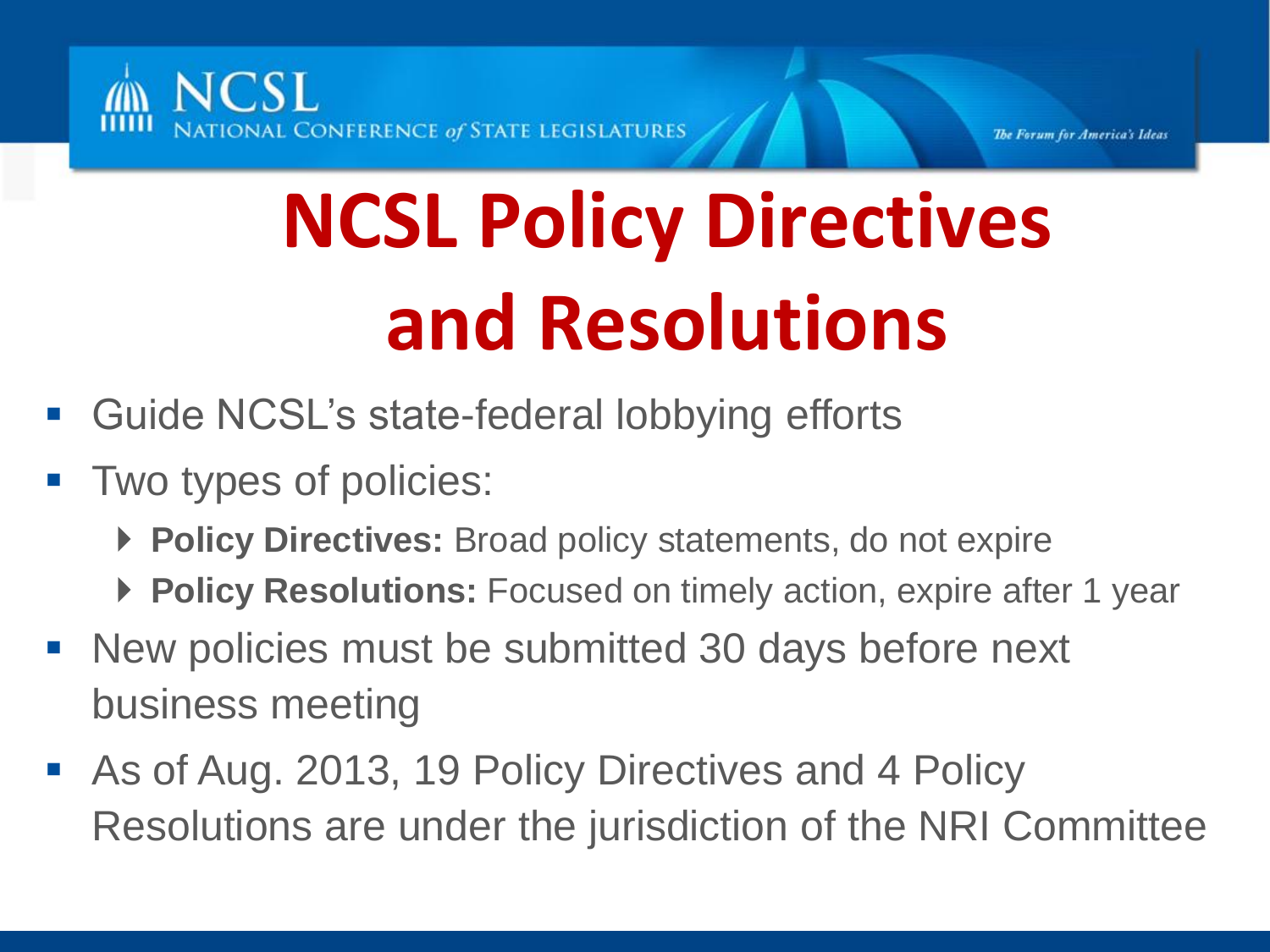# NCSL Policy Directives and Resolutions

- Guide NCSL's state-federal lobbying efforts
- Two types of policies:
  - **Policy Directives:** Broad policy statements, do not expire
  - **Policy Resolutions:** Focused on timely action, expire after 1 year
- New policies must be submitted 30 days before next business meeting
- As of Aug. 2013, 19 Policy Directives and 4 Policy Resolutions are under the jurisdiction of the NRI Committee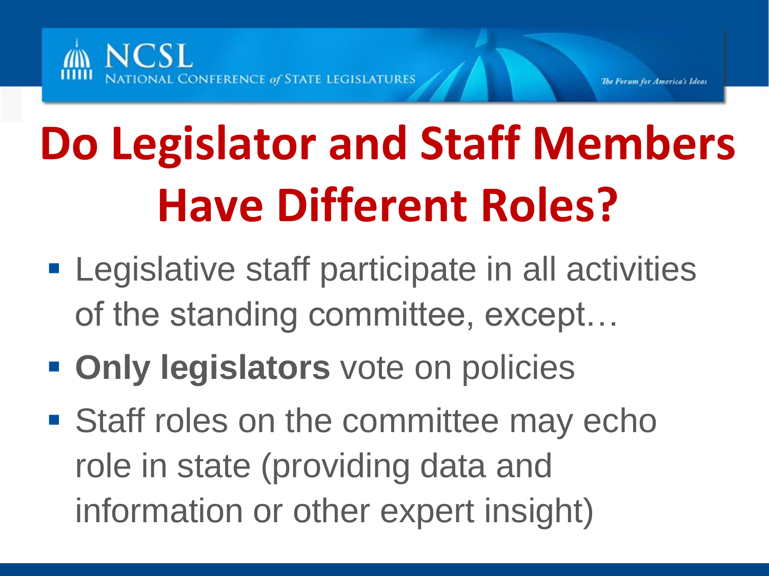# Do Legislator and Staff Members Have Different Roles?

- Legislative staff participate in all activities of the standing committee, except…
- **Only legislators** vote on policies
- Staff roles on the committee may echo role in state (providing data and information or other expert insight)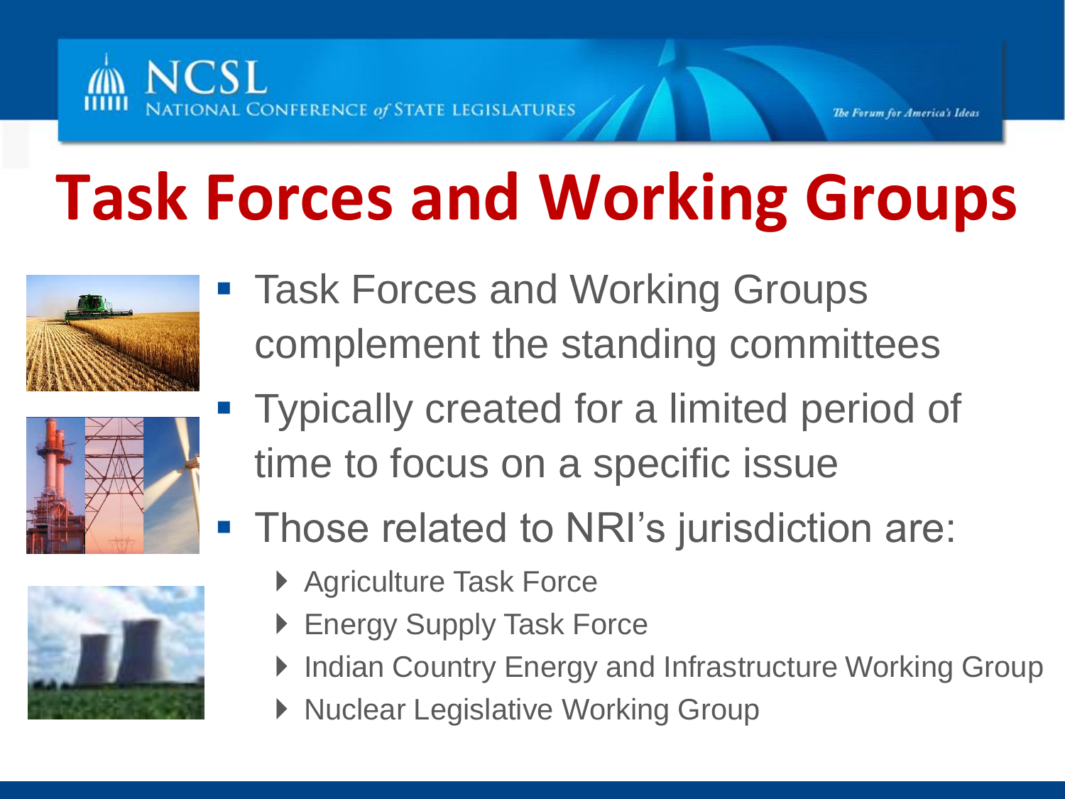# Task Forces and Working Groups

- Task Forces and Working Groups complement the standing committees
- Typically created for a limited period of time to focus on a specific issue
- Those related to NRI's jurisdiction are:
  - Agriculture Task Force
  - Energy Supply Task Force
  - Indian Country Energy and Infrastructure Working Group
  - Nuclear Legislative Working Group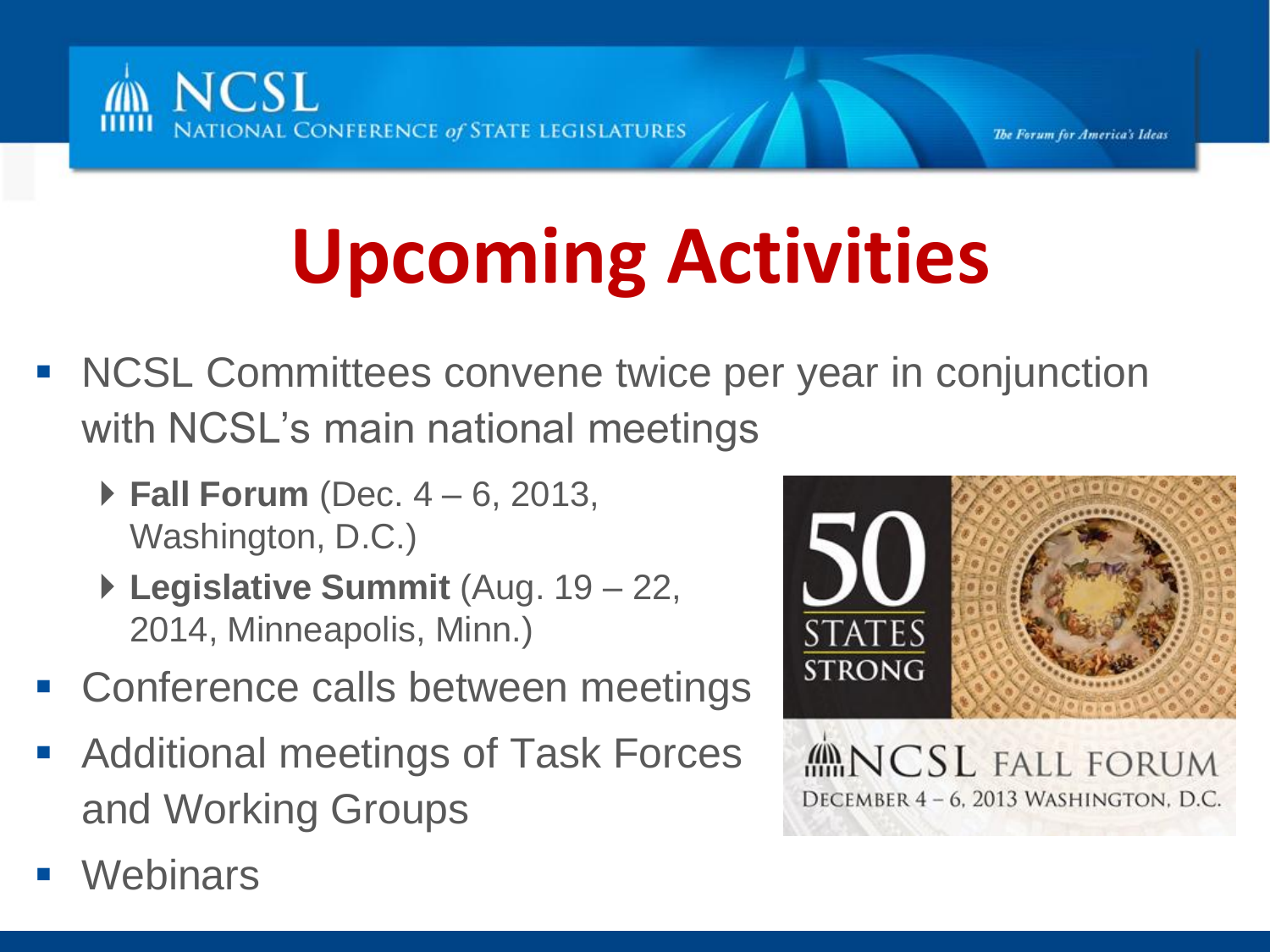# Upcoming Activities

- NCSL Committees convene twice per year in conjunction with NCSL's main national meetings
  - **Fall Forum** (Dec. 4 – 6, 2013, Washington, D.C.)
  - **Legislative Summit** (Aug. 19 – 22, 2014, Minneapolis, Minn.)
- Conference calls between meetings
- Additional meetings of Task Forces and Working Groups
- Webinars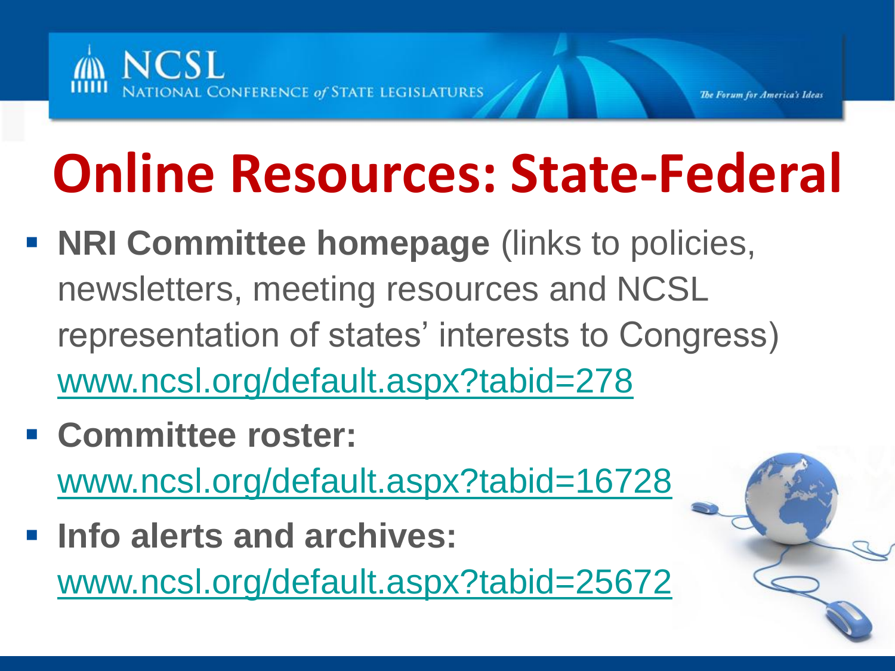# Online Resources: State-Federal

- **NRI Committee homepage** (links to policies, newsletters, meeting resources and NCSL representation of states' interests to Congress) www.ncsl.org/default.aspx?tabid=278
- **Committee roster:** www.ncsl.org/default.aspx?tabid=16728
- **Info alerts and archives:** www.ncsl.org/default.aspx?tabid=25672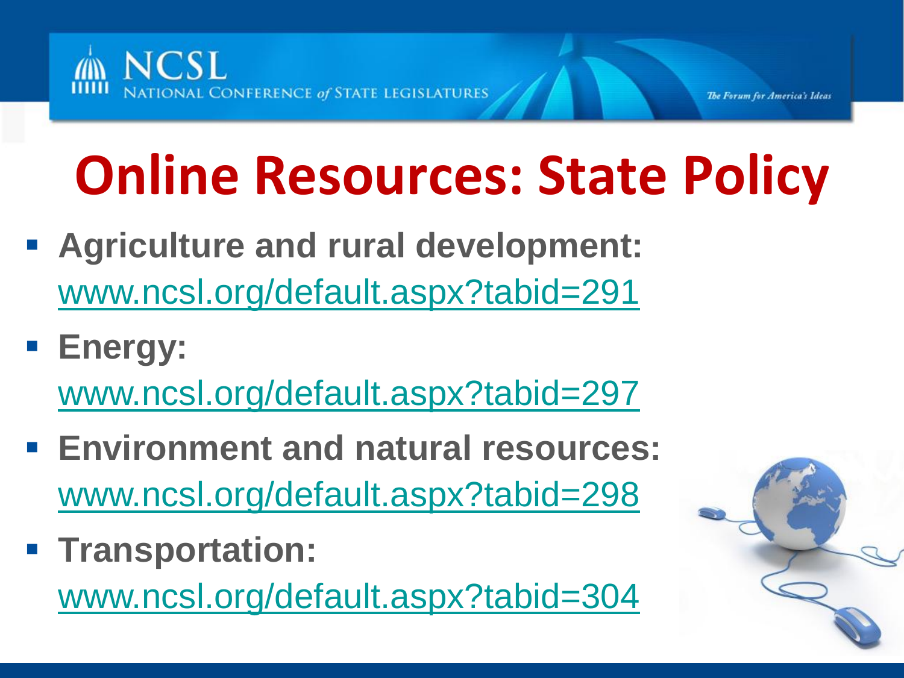# Online Resources: State Policy

- **Agriculture and rural development:** www.ncsl.org/default.aspx?tabid=291
- **Energy:** www.ncsl.org/default.aspx?tabid=297
- **Environment and natural resources:** www.ncsl.org/default.aspx?tabid=298
- **Transportation:** www.ncsl.org/default.aspx?tabid=304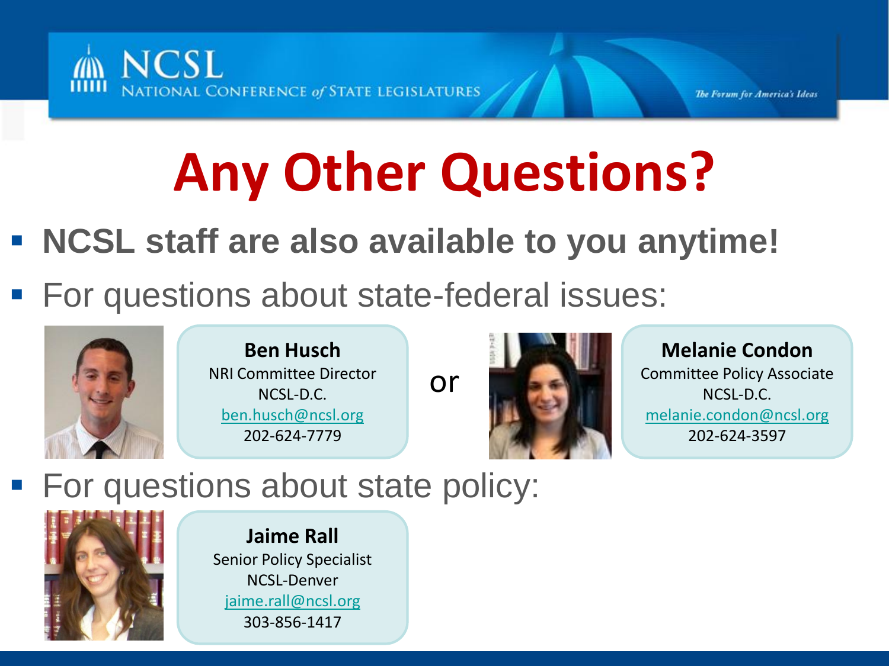# Any Other Questions?

- **NCSL staff are also available to you anytime!**
- For questions about state-federal issues:

**Ben Husch**
NRI Committee Director
NCSL-D.C.
ben.husch@ncsl.org
202-624-7779

or

**Melanie Condon**
Committee Policy Associate
NCSL-D.C.
melanie.condon@ncsl.org
202-624-3597

- For questions about state policy:

**Jaime Rall**
Senior Policy Specialist
NCSL-Denver
jaime.rall@ncsl.org
303-856-1417